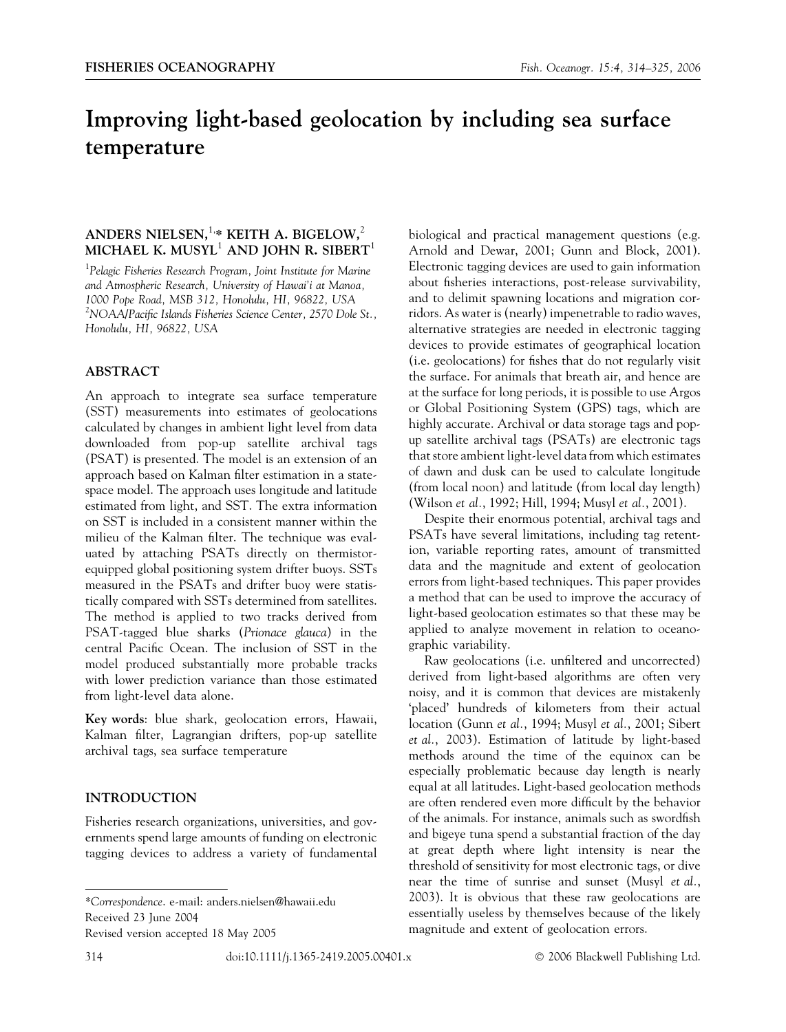# Improving light-based geolocation by including sea surface temperature

**ANDERS NIELSEN,[1,*] KEITH A. BIGELOW,[2] MICHAEL K. MUSYL[1] AND JOHN R. SIBERT[1]**

[1]*Pelagic Fisheries Research Program, Joint Institute for Marine and Atmospheric Research, University of Hawai'i at Manoa, 1000 Pope Road, MSB 312, Honolulu, HI, 96822, USA*
[2]*NOAA/Pacific Islands Fisheries Science Center, 2570 Dole St., Honolulu, HI, 96822, USA*

## ABSTRACT

An approach to integrate sea surface temperature (SST) measurements into estimates of geolocations calculated by changes in ambient light level from data downloaded from pop-up satellite archival tags (PSAT) is presented. The model is an extension of an approach based on Kalman filter estimation in a state-space model. The approach uses longitude and latitude estimated from light, and SST. The extra information on SST is included in a consistent manner within the milieu of the Kalman filter. The technique was evaluated by attaching PSATs directly on thermistor-equipped global positioning system drifter buoys. SSTs measured in the PSATs and drifter buoy were statistically compared with SSTs determined from satellites. The method is applied to two tracks derived from PSAT-tagged blue sharks (*Prionace glauca*) in the central Pacific Ocean. The inclusion of SST in the model produced substantially more probable tracks with lower prediction variance than those estimated from light-level data alone.

**Key words**: blue shark, geolocation errors, Hawaii, Kalman filter, Lagrangian drifters, pop-up satellite archival tags, sea surface temperature

## INTRODUCTION

Fisheries research organizations, universities, and governments spend large amounts of funding on electronic tagging devices to address a variety of fundamental biological and practical management questions (e.g. Arnold and Dewar, 2001; Gunn and Block, 2001). Electronic tagging devices are used to gain information about fisheries interactions, post-release survivability, and to delimit spawning locations and migration corridors. As water is (nearly) impenetrable to radio waves, alternative strategies are needed in electronic tagging devices to provide estimates of geographical location (i.e. geolocations) for fishes that do not regularly visit the surface. For animals that breath air, and hence are at the surface for long periods, it is possible to use Argos or Global Positioning System (GPS) tags, which are highly accurate. Archival or data storage tags and pop-up satellite archival tags (PSATs) are electronic tags that store ambient light-level data from which estimates of dawn and dusk can be used to calculate longitude (from local noon) and latitude (from local day length) (Wilson *et al.*, 1992; Hill, 1994; Musyl *et al.*, 2001).

Despite their enormous potential, archival tags and PSATs have several limitations, including tag retention, variable reporting rates, amount of transmitted data and the magnitude and extent of geolocation errors from light-based techniques. This paper provides a method that can be used to improve the accuracy of light-based geolocation estimates so that these may be applied to analyze movement in relation to oceanographic variability.

Raw geolocations (i.e. unfiltered and uncorrected) derived from light-based algorithms are often very noisy, and it is common that devices are mistakenly 'placed' hundreds of kilometers from their actual location (Gunn *et al.*, 1994; Musyl *et al.*, 2001; Sibert *et al.*, 2003). Estimation of latitude by light-based methods around the time of the equinox can be especially problematic because day length is nearly equal at all latitudes. Light-based geolocation methods are often rendered even more difficult by the behavior of the animals. For instance, animals such as swordfish and bigeye tuna spend a substantial fraction of the day at great depth where light intensity is near the threshold of sensitivity for most electronic tags, or dive near the time of sunrise and sunset (Musyl *et al.*, 2003). It is obvious that these raw geolocations are essentially useless by themselves because of the likely magnitude and extent of geolocation errors.

*Correspondence. e-mail: anders.nielsen@hawaii.edu
Received 23 June 2004
Revised version accepted 18 May 2005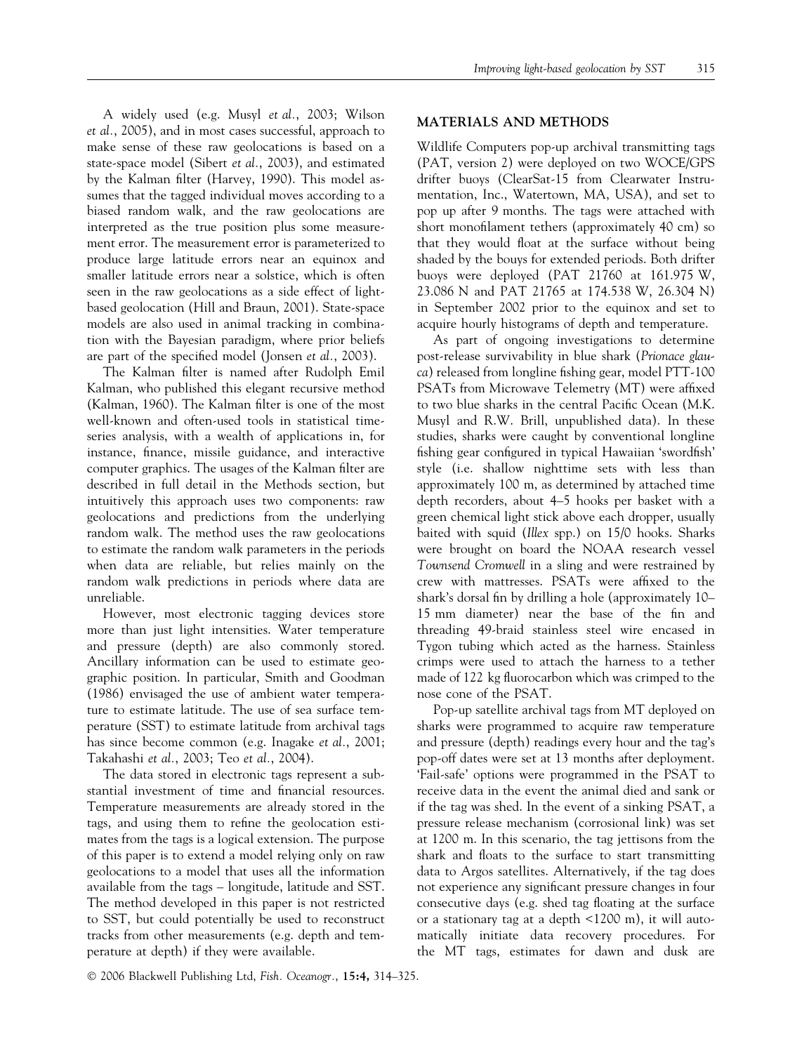A widely used (e.g. Musyl *et al.*, 2003; Wilson *et al.*, 2005), and in most cases successful, approach to make sense of these raw geolocations is based on a state-space model (Sibert *et al.*, 2003), and estimated by the Kalman filter (Harvey, 1990). This model assumes that the tagged individual moves according to a biased random walk, and the raw geolocations are interpreted as the true position plus some measurement error. The measurement error is parameterized to produce large latitude errors near an equinox and smaller latitude errors near a solstice, which is often seen in the raw geolocations as a side effect of light-based geolocation (Hill and Braun, 2001). State-space models are also used in animal tracking in combination with the Bayesian paradigm, where prior beliefs are part of the specified model (Jonsen *et al.*, 2003).

The Kalman filter is named after Rudolph Emil Kalman, who published this elegant recursive method (Kalman, 1960). The Kalman filter is one of the most well-known and often-used tools in statistical time-series analysis, with a wealth of applications in, for instance, finance, missile guidance, and interactive computer graphics. The usages of the Kalman filter are described in full detail in the Methods section, but intuitively this approach uses two components: raw geolocations and predictions from the underlying random walk. The method uses the raw geolocations to estimate the random walk parameters in the periods when data are reliable, but relies mainly on the random walk predictions in periods where data are unreliable.

However, most electronic tagging devices store more than just light intensities. Water temperature and pressure (depth) are also commonly stored. Ancillary information can be used to estimate geographic position. In particular, Smith and Goodman (1986) envisaged the use of ambient water temperature to estimate latitude. The use of sea surface temperature (SST) to estimate latitude from archival tags has since become common (e.g. Inagake *et al.*, 2001; Takahashi *et al.*, 2003; Teo *et al.*, 2004).

The data stored in electronic tags represent a substantial investment of time and financial resources. Temperature measurements are already stored in the tags, and using them to refine the geolocation estimates from the tags is a logical extension. The purpose of this paper is to extend a model relying only on raw geolocations to a model that uses all the information available from the tags – longitude, latitude and SST. The method developed in this paper is not restricted to SST, but could potentially be used to reconstruct tracks from other measurements (e.g. depth and temperature at depth) if they were available.

## MATERIALS AND METHODS

Wildlife Computers pop-up archival transmitting tags (PAT, version 2) were deployed on two WOCE/GPS drifter buoys (ClearSat-15 from Clearwater Instrumentation, Inc., Watertown, MA, USA), and set to pop up after 9 months. The tags were attached with short monofilament tethers (approximately 40 cm) so that they would float at the surface without being shaded by the bouys for extended periods. Both drifter buoys were deployed (PAT 21760 at 161.975 W, 23.086 N and PAT 21765 at 174.538 W, 26.304 N) in September 2002 prior to the equinox and set to acquire hourly histograms of depth and temperature.

As part of ongoing investigations to determine post-release survivability in blue shark (*Prionace glauca*) released from longline fishing gear, model PTT-100 PSATs from Microwave Telemetry (MT) were affixed to two blue sharks in the central Pacific Ocean (M.K. Musyl and R.W. Brill, unpublished data). In these studies, sharks were caught by conventional longline fishing gear configured in typical Hawaiian 'swordfish' style (i.e. shallow nighttime sets with less than approximately 100 m, as determined by attached time depth recorders, about 4–5 hooks per basket with a green chemical light stick above each dropper, usually baited with squid (*Illex* spp.) on 15/0 hooks. Sharks were brought on board the NOAA research vessel *Townsend Cromwell* in a sling and were restrained by crew with mattresses. PSATs were affixed to the shark's dorsal fin by drilling a hole (approximately 10–15 mm diameter) near the base of the fin and threading 49-braid stainless steel wire encased in Tygon tubing which acted as the harness. Stainless crimps were used to attach the harness to a tether made of 122 kg fluorocarbon which was crimped to the nose cone of the PSAT.

Pop-up satellite archival tags from MT deployed on sharks were programmed to acquire raw temperature and pressure (depth) readings every hour and the tag's pop-off dates were set at 13 months after deployment. 'Fail-safe' options were programmed in the PSAT to receive data in the event the animal died and sank or if the tag was shed. In the event of a sinking PSAT, a pressure release mechanism (corrosional link) was set at 1200 m. In this scenario, the tag jettisons from the shark and floats to the surface to start transmitting data to Argos satellites. Alternatively, if the tag does not experience any significant pressure changes in four consecutive days (e.g. shed tag floating at the surface or a stationary tag at a depth <1200 m), it will automatically initiate data recovery procedures. For the MT tags, estimates for dawn and dusk are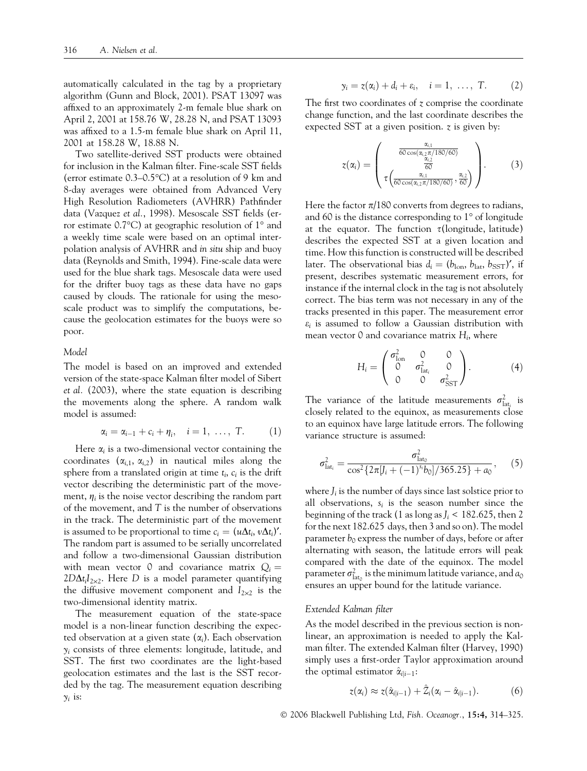automatically calculated in the tag by a proprietary algorithm (Gunn and Block, 2001). PSAT 13097 was affixed to an approximately 2-m female blue shark on April 2, 2001 at 158.76 W, 28.28 N, and PSAT 13093 was affixed to a 1.5-m female blue shark on April 11, 2001 at 158.28 W, 18.88 N.

Two satellite-derived SST products were obtained for inclusion in the Kalman filter. Fine-scale SST fields (error estimate 0.3–0.5°C) at a resolution of 9 km and 8-day averages were obtained from Advanced Very High Resolution Radiometers (AVHRR) Pathfinder data (Vazquez *et al.*, 1998). Mesoscale SST fields (error estimate 0.7°C) at geographic resolution of 1° and a weekly time scale were based on an optimal interpolation analysis of AVHRR and *in situ* ship and buoy data (Reynolds and Smith, 1994). Fine-scale data were used for the blue shark tags. Mesoscale data were used for the drifter buoy tags as these data have no gaps caused by clouds. The rationale for using the mesoscale product was to simplify the computations, because the geolocation estimates for the buoys were so poor.

### *Model*

The model is based on an improved and extended version of the state-space Kalman filter model of Sibert *et al.* (2003), where the state equation is describing the movements along the sphere. A random walk model is assumed:

$$\alpha_i = \alpha_{i-1} + c_i + \eta_i, \quad i = 1, \ldots, T. \tag{1}$$

Here $\alpha_i$ is a two-dimensional vector containing the coordinates $(\alpha_{i,1}, \alpha_{i,2})$ in nautical miles along the sphere from a translated origin at time $t_i$, $c_i$ is the drift vector describing the deterministic part of the movement, $\eta_i$ is the noise vector describing the random part of the movement, and $T$ is the number of observations in the track. The deterministic part of the movement is assumed to be proportional to time $c_i = (u\Delta t_i, v\Delta t_i)'$. The random part is assumed to be serially uncorrelated and follow a two-dimensional Gaussian distribution with mean vector 0 and covariance matrix $Q_i = 2D\Delta t_i I_{2\times 2}$. Here $D$ is a model parameter quantifying the diffusive movement component and $I_{2\times 2}$ is the two-dimensional identity matrix.

The measurement equation of the state-space model is a non-linear function describing the expected observation at a given state $(\alpha_i)$. Each observation $y_i$ consists of three elements: longitude, latitude, and SST. The first two coordinates are the light-based geolocation estimates and the last is the SST recorded by the tag. The measurement equation describing $y_i$ is:

$$y_i = z(\alpha_i) + d_i + \varepsilon_i, \quad i = 1, \ldots, T. \tag{2}$$

The first two coordinates of $z$ comprise the coordinate change function, and the last coordinate describes the expected SST at a given position. $z$ is given by:

$$z(\alpha_i) = \begin{pmatrix} \frac{\alpha_{i,1}}{60\cos(\alpha_{i,2}\pi/180/60)} \\ \frac{\alpha_{i,2}}{60} \\ \tau\left(\frac{\alpha_{i,1}}{60\cos(\alpha_{i,2}\pi/180/60)}, \frac{\alpha_{i,2}}{60}\right) \end{pmatrix}. \tag{3}$$

Here the factor $\pi/180$ converts from degrees to radians, and 60 is the distance corresponding to 1° of longitude at the equator. The function $\tau$(longitude, latitude) describes the expected SST at a given location and time. How this function is constructed will be described later. The observational bias $d_i = (b_{\text{lon}}, b_{\text{lat}}, b_{\text{SST}})'$, if present, describes systematic measurement errors, for instance if the internal clock in the tag is not absolutely correct. The bias term was not necessary in any of the tracks presented in this paper. The measurement error $\varepsilon_i$ is assumed to follow a Gaussian distribution with mean vector 0 and covariance matrix $H_i$, where

$$H_i = \begin{pmatrix} \sigma^2_{\text{lon}} & 0 & 0 \\ 0 & \sigma^2_{\text{lat}_i} & 0 \\ 0 & 0 & \sigma^2_{\text{SST}} \end{pmatrix}. \tag{4}$$

The variance of the latitude measurements $\sigma^2_{\text{lat}_i}$ is closely related to the equinox, as measurements close to an equinox have large latitude errors. The following variance structure is assumed:

$$\sigma^2_{\text{lat}_i} = \frac{\sigma^2_{\text{lat}_0}}{\cos^2\{2\pi[J_i + (-1)^{s_i} b_0]/365.25\} + a_0}, \tag{5}$$

where $J_i$ is the number of days since last solstice prior to all observations, $s_i$ is the season number since the beginning of the track (1 as long as $J_i < 182.625$, then 2 for the next 182.625 days, then 3 and so on). The model parameter $b_0$ express the number of days, before or after alternating with season, the latitude errors will peak compared with the date of the equinox. The model parameter $\sigma^2_{\text{lat}_0}$ is the minimum latitude variance, and $a_0$ ensures an upper bound for the latitude variance.

### *Extended Kalman filter*

As the model described in the previous section is non-linear, an approximation is needed to apply the Kalman filter. The extended Kalman filter (Harvey, 1990) simply uses a first-order Taylor approximation around the optimal estimator $\hat{\alpha}_{i|i-1}$:

$$z(\alpha_i) \approx z(\hat{\alpha}_{i|i-1}) + \hat{Z}_i(\alpha_i - \hat{\alpha}_{i|i-1}). \tag{6}$$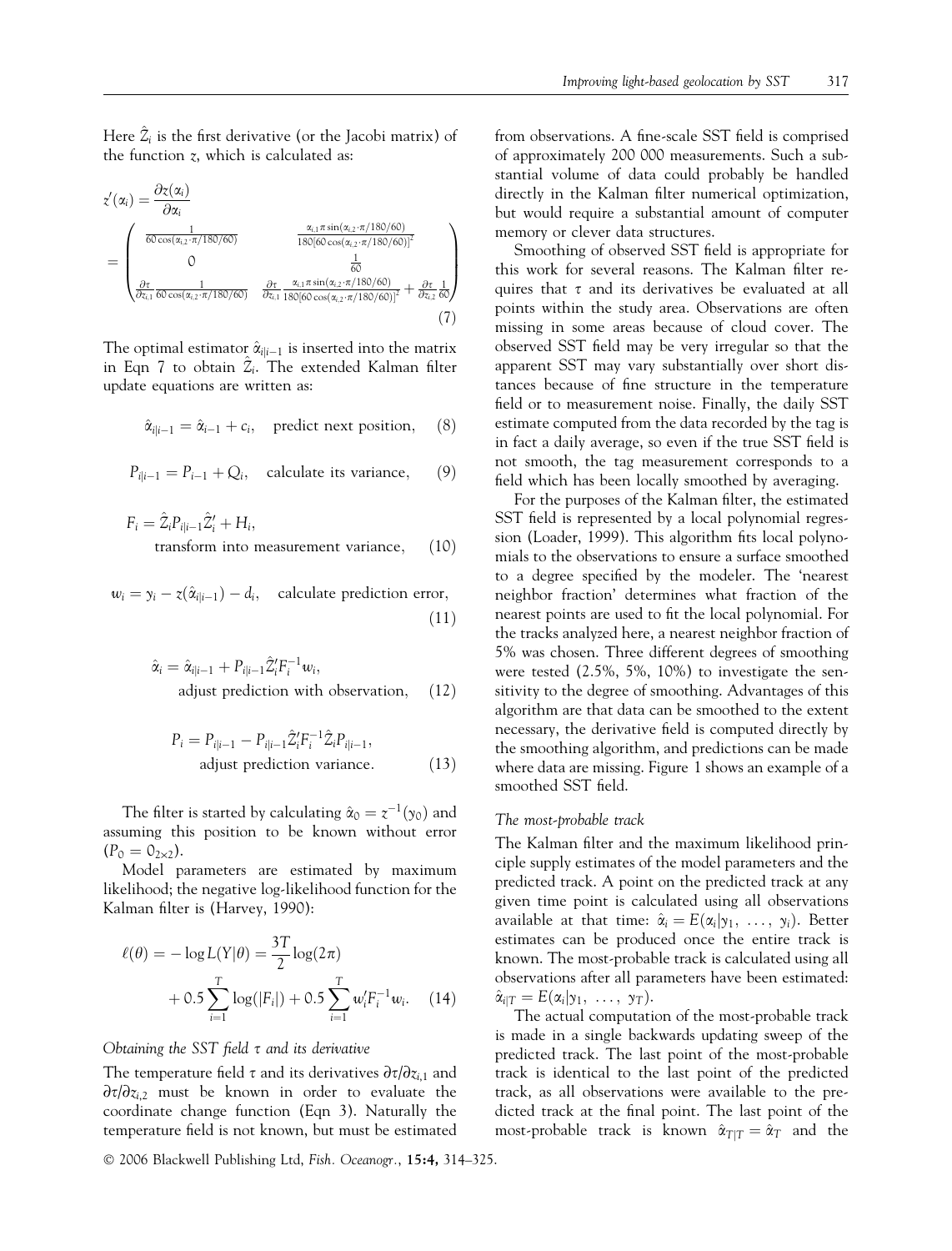Here $\hat{Z}_i$ is the first derivative (or the Jacobi matrix) of the function $z$, which is calculated as:

$$
z'(\alpha_i) = \frac{\partial z(\alpha_i)}{\partial \alpha_i}
= \begin{pmatrix}
\frac{1}{60\cos(\alpha_{i,2}\cdot\pi/180/60)} & \frac{\alpha_{i,1}\pi\sin(\alpha_{i,2}\cdot\pi/180/60)}{180[60\cos(\alpha_{i,2}\cdot\pi/180/60)]^2} \\
0 & \frac{1}{60} \\
\frac{\partial\tau}{\partial z_{i,1}}\frac{1}{60\cos(\alpha_{i,2}\cdot\pi/180/60)} & \frac{\partial\tau}{\partial z_{i,1}}\frac{\alpha_{i,1}\pi\sin(\alpha_{i,2}\cdot\pi/180/60)}{180[60\cos(\alpha_{i,2}\cdot\pi/180/60)]^2} + \frac{\partial\tau}{\partial z_{i,2}}\frac{1}{60}
\end{pmatrix} \quad (7)
$$

The optimal estimator $\hat{\alpha}_{i|i-1}$ is inserted into the matrix in Eqn 7 to obtain $\hat{Z}_i$. The extended Kalman filter update equations are written as:

$$\hat{\alpha}_{i|i-1} = \hat{\alpha}_{i-1} + c_i, \quad \text{predict next position,} \quad (8)$$

$$P_{i|i-1} = P_{i-1} + Q_i, \quad \text{calculate its variance,} \quad (9)$$

$$F_i = \hat{Z}_i P_{i|i-1} \hat{Z}_i' + H_i, \quad \text{transform into measurement variance,} \quad (10)$$

$$w_i = y_i - z(\hat{\alpha}_{i|i-1}) - d_i, \quad \text{calculate prediction error,} \quad (11)$$

$$\hat{\alpha}_i = \hat{\alpha}_{i|i-1} + P_{i|i-1}\hat{Z}_i' F_i^{-1} w_i, \quad \text{adjust prediction with observation,} \quad (12)$$

$$P_i = P_{i|i-1} - P_{i|i-1}\hat{Z}_i' F_i^{-1} \hat{Z}_i P_{i|i-1}, \quad \text{adjust prediction variance.} \quad (13)$$

The filter is started by calculating $\hat{\alpha}_0 = z^{-1}(y_0)$ and assuming this position to be known without error ($P_0 = 0_{2\times 2}$).

Model parameters are estimated by maximum likelihood; the negative log-likelihood function for the Kalman filter is (Harvey, 1990):

$$\ell(\theta) = -\log L(Y|\theta) = \frac{3T}{2}\log(2\pi) + 0.5\sum_{i=1}^{T}\log(|F_i|) + 0.5\sum_{i=1}^{T} w_i' F_i^{-1} w_i. \quad (14)$$

*Obtaining the SST field $\tau$ and its derivative*

The temperature field $\tau$ and its derivatives $\partial\tau/\partial z_{i,1}$ and $\partial\tau/\partial z_{i,2}$ must be known in order to evaluate the coordinate change function (Eqn 3). Naturally the temperature field is not known, but must be estimated from observations. A fine-scale SST field is comprised of approximately 200 000 measurements. Such a substantial volume of data could probably be handled directly in the Kalman filter numerical optimization, but would require a substantial amount of computer memory or clever data structures.

Smoothing of observed SST field is appropriate for this work for several reasons. The Kalman filter requires that $\tau$ and its derivatives be evaluated at all points within the study area. Observations are often missing in some areas because of cloud cover. The observed SST field may be very irregular so that the apparent SST may vary substantially over short distances because of fine structure in the temperature field or to measurement noise. Finally, the daily SST estimate computed from the data recorded by the tag is in fact a daily average, so even if the true SST field is not smooth, the tag measurement corresponds to a field which has been locally smoothed by averaging.

For the purposes of the Kalman filter, the estimated SST field is represented by a local polynomial regression (Loader, 1999). This algorithm fits local polynomials to the observations to ensure a surface smoothed to a degree specified by the modeler. The 'nearest neighbor fraction' determines what fraction of the nearest points are used to fit the local polynomial. For the tracks analyzed here, a nearest neighbor fraction of 5% was chosen. Three different degrees of smoothing were tested (2.5%, 5%, 10%) to investigate the sensitivity to the degree of smoothing. Advantages of this algorithm are that data can be smoothed to the extent necessary, the derivative field is computed directly by the smoothing algorithm, and predictions can be made where data are missing. Figure 1 shows an example of a smoothed SST field.

*The most-probable track*

The Kalman filter and the maximum likelihood principle supply estimates of the model parameters and the predicted track. A point on the predicted track at any given time point is calculated using all observations available at that time: $\hat{\alpha}_i = E(\alpha_i|y_1, \ldots, y_i)$. Better estimates can be produced once the entire track is known. The most-probable track is calculated using all observations after all parameters have been estimated: $\hat{\alpha}_{i|T} = E(\alpha_i|y_1, \ldots, y_T)$.

The actual computation of the most-probable track is made in a single backwards updating sweep of the predicted track. The last point of the most-probable track is identical to the last point of the predicted track, as all observations were available to the predicted track at the final point. The last point of the most-probable track is known $\hat{\alpha}_{T|T} = \hat{\alpha}_T$ and the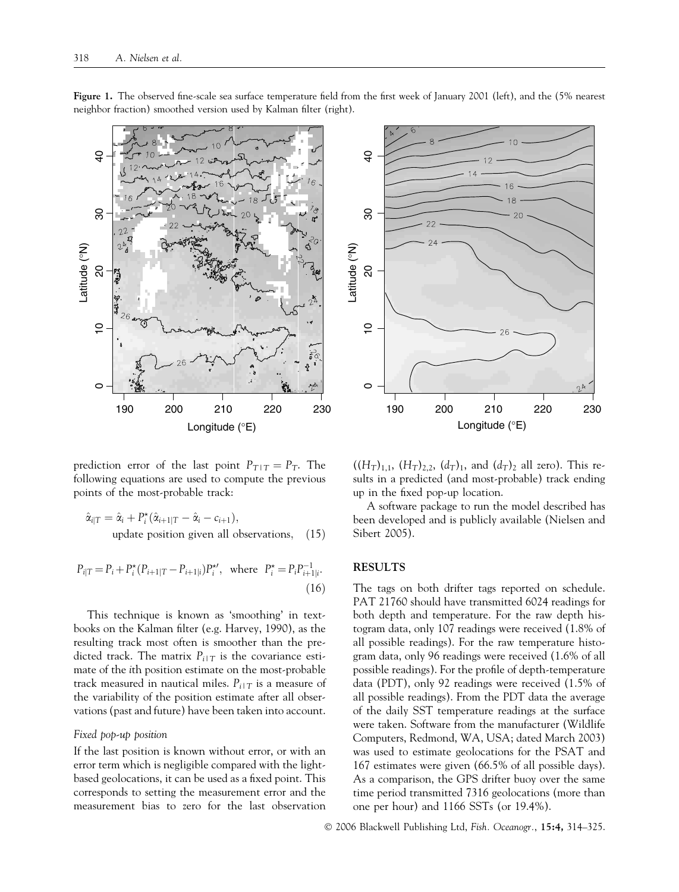**Figure 1.** The observed fine-scale sea surface temperature field from the first week of January 2001 (left), and the (5% nearest neighbor fraction) smoothed version used by Kalman filter (right).

prediction error of the last point $P_{T|T} = P_T$. The following equations are used to compute the previous points of the most-probable track:

$$\hat{\alpha}_{i|T} = \hat{\alpha}_i + P_i^{\star}(\hat{\alpha}_{i+1|T} - \hat{\alpha}_i - c_{i+1}),$$
update position given all observations, (15)

$$P_{i|T} = P_i + P_i^{\star}(P_{i+1|T} - P_{i+1|i})P_i^{\star\prime}, \quad \text{where} \quad P_i^{\star} = P_i P_{i+1|i}^{-1}. \quad (16)$$

This technique is known as 'smoothing' in textbooks on the Kalman filter (e.g. Harvey, 1990), as the resulting track most often is smoother than the predicted track. The matrix $P_{i|T}$ is the covariance estimate of the $i$th position estimate on the most-probable track measured in nautical miles. $P_{i|T}$ is a measure of the variability of the position estimate after all observations (past and future) have been taken into account.

*Fixed pop-up position*

If the last position is known without error, or with an error term which is negligible compared with the light-based geolocations, it can be used as a fixed point. This corresponds to setting the measurement error and the measurement bias to zero for the last observation ($(H_T)_{1,1}$, $(H_T)_{2,2}$, $(d_T)_1$, and $(d_T)_2$ all zero). This results in a predicted (and most-probable) track ending up in the fixed pop-up location.

A software package to run the model described has been developed and is publicly available (Nielsen and Sibert 2005).

## RESULTS

The tags on both drifter tags reported on schedule. PAT 21760 should have transmitted 6024 readings for both depth and temperature. For the raw depth histogram data, only 107 readings were received (1.8% of all possible readings). For the raw temperature histogram data, only 96 readings were received (1.6% of all possible readings). For the profile of depth-temperature data (PDT), only 92 readings were received (1.5% of all possible readings). From the PDT data the average of the daily SST temperature readings at the surface were taken. Software from the manufacturer (Wildlife Computers, Redmond, WA, USA; dated March 2003) was used to estimate geolocations for the PSAT and 167 estimates were given (66.5% of all possible days). As a comparison, the GPS drifter buoy over the same time period transmitted 7316 geolocations (more than one per hour) and 1166 SSTs (or 19.4%).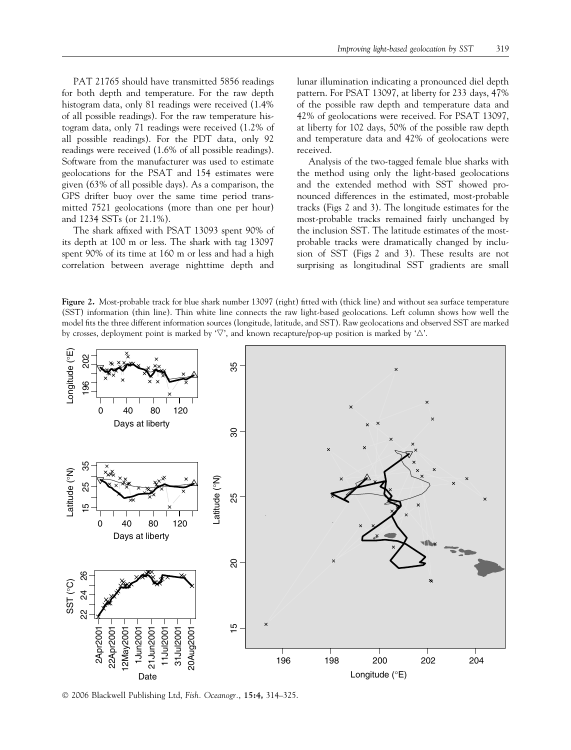PAT 21765 should have transmitted 5856 readings for both depth and temperature. For the raw depth histogram data, only 81 readings were received (1.4% of all possible readings). For the raw temperature histogram data, only 71 readings were received (1.2% of all possible readings). For the PDT data, only 92 readings were received (1.6% of all possible readings). Software from the manufacturer was used to estimate geolocations for the PSAT and 154 estimates were given (63% of all possible days). As a comparison, the GPS drifter buoy over the same time period transmitted 7521 geolocations (more than one per hour) and 1234 SSTs (or 21.1%).

The shark affixed with PSAT 13093 spent 90% of its depth at 100 m or less. The shark with tag 13097 spent 90% of its time at 160 m or less and had a high correlation between average nighttime depth and lunar illumination indicating a pronounced diel depth pattern. For PSAT 13097, at liberty for 233 days, 47% of the possible raw depth and temperature data and 42% of geolocations were received. For PSAT 13097, at liberty for 102 days, 50% of the possible raw depth and temperature data and 42% of geolocations were received.

Analysis of the two-tagged female blue sharks with the method using only the light-based geolocations and the extended method with SST showed pronounced differences in the estimated, most-probable tracks (Figs 2 and 3). The longitude estimates for the most-probable tracks remained fairly unchanged by the inclusion SST. The latitude estimates of the most-probable tracks were dramatically changed by inclusion of SST (Figs 2 and 3). These results are not surprising as longitudinal SST gradients are small

**Figure 2.** Most-probable track for blue shark number 13097 (right) fitted with (thick line) and without sea surface temperature (SST) information (thin line). Thin white line connects the raw light-based geolocations. Left column shows how well the model fits the three different information sources (longitude, latitude, and SST). Raw geolocations and observed SST are marked by crosses, deployment point is marked by '▽', and known recapture/pop-up position is marked by '△'.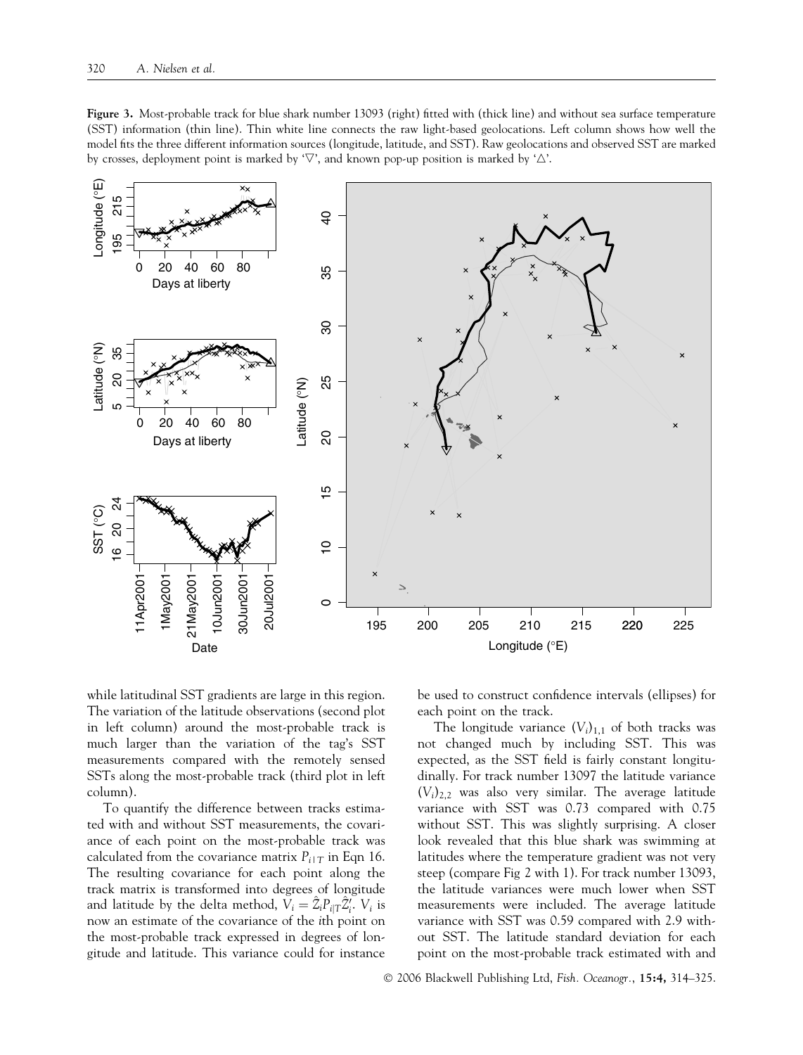**Figure 3.** Most-probable track for blue shark number 13093 (right) fitted with (thick line) and without sea surface temperature (SST) information (thin line). Thin white line connects the raw light-based geolocations. Left column shows how well the model fits the three different information sources (longitude, latitude, and SST). Raw geolocations and observed SST are marked by crosses, deployment point is marked by '▽', and known pop-up position is marked by '△'.

while latitudinal SST gradients are large in this region. The variation of the latitude observations (second plot in left column) around the most-probable track is much larger than the variation of the tag's SST measurements compared with the remotely sensed SSTs along the most-probable track (third plot in left column).

To quantify the difference between tracks estimated with and without SST measurements, the covariance of each point on the most-probable track was calculated from the covariance matrix $P_{i|T}$ in Eqn 16. The resulting covariance for each point along the track matrix is transformed into degrees of longitude and latitude by the delta method, $V_i = \hat{Z}_i P_{i|T} \hat{Z}_i'$. $V_i$ is now an estimate of the covariance of the $i$th point on the most-probable track expressed in degrees of longitude and latitude. This variance could for instance be used to construct confidence intervals (ellipses) for each point on the track.

The longitude variance $(V_i)_{1,1}$ of both tracks was not changed much by including SST. This was expected, as the SST field is fairly constant longitudinally. For track number 13097 the latitude variance $(V_i)_{2,2}$ was also very similar. The average latitude variance with SST was 0.73 compared with 0.75 without SST. This was slightly surprising. A closer look revealed that this blue shark was swimming at latitudes where the temperature gradient was not very steep (compare Fig 2 with 1). For track number 13093, the latitude variances were much lower when SST measurements were included. The average latitude variance with SST was 0.59 compared with 2.9 without SST. The latitude standard deviation for each point on the most-probable track estimated with and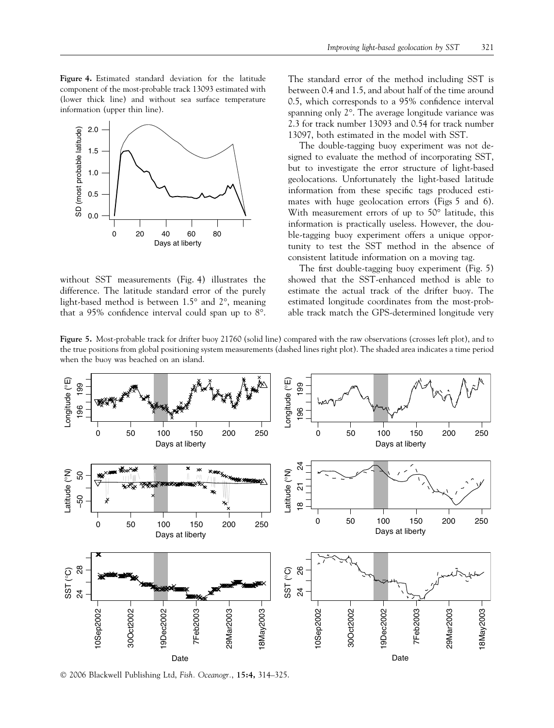**Figure 4.** Estimated standard deviation for the latitude component of the most-probable track 13093 estimated with (lower thick line) and without sea surface temperature information (upper thin line).

without SST measurements (Fig. 4) illustrates the difference. The latitude standard error of the purely light-based method is between 1.5° and 2°, meaning that a 95% confidence interval could span up to 8°. The standard error of the method including SST is between 0.4 and 1.5, and about half of the time around 0.5, which corresponds to a 95% confidence interval spanning only 2°. The average longitude variance was 2.3 for track number 13093 and 0.54 for track number 13097, both estimated in the model with SST.

The double-tagging buoy experiment was not designed to evaluate the method of incorporating SST, but to investigate the error structure of light-based geolocations. Unfortunately the light-based latitude information from these specific tags produced estimates with huge geolocation errors (Figs 5 and 6). With measurement errors of up to 50° latitude, this information is practically useless. However, the double-tagging buoy experiment offers a unique opportunity to test the SST method in the absence of consistent latitude information on a moving tag.

The first double-tagging buoy experiment (Fig. 5) showed that the SST-enhanced method is able to estimate the actual track of the drifter buoy. The estimated longitude coordinates from the most-probable track match the GPS-determined longitude very

**Figure 5.** Most-probable track for drifter buoy 21760 (solid line) compared with the raw observations (crosses left plot), and to the true positions from global positioning system measurements (dashed lines right plot). The shaded area indicates a time period when the buoy was beached on an island.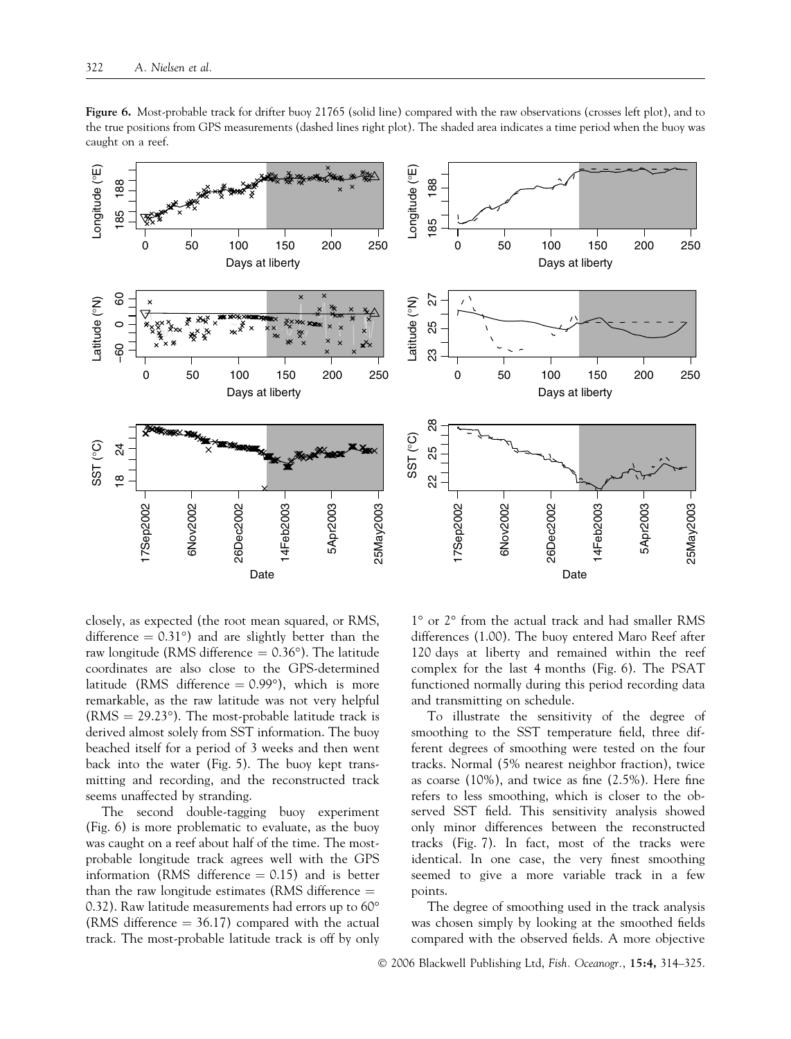**Figure 6.** Most-probable track for drifter buoy 21765 (solid line) compared with the raw observations (crosses left plot), and to the true positions from GPS measurements (dashed lines right plot). The shaded area indicates a time period when the buoy was caught on a reef.

closely, as expected (the root mean squared, or RMS, difference = 0.31°) and are slightly better than the raw longitude (RMS difference = 0.36°). The latitude coordinates are also close to the GPS-determined latitude (RMS difference = 0.99°), which is more remarkable, as the raw latitude was not very helpful (RMS = 29.23°). The most-probable latitude track is derived almost solely from SST information. The buoy beached itself for a period of 3 weeks and then went back into the water (Fig. 5). The buoy kept transmitting and recording, and the reconstructed track seems unaffected by stranding.

The second double-tagging buoy experiment (Fig. 6) is more problematic to evaluate, as the buoy was caught on a reef about half of the time. The most-probable longitude track agrees well with the GPS information (RMS difference = 0.15) and is better than the raw longitude estimates (RMS difference = 0.32). Raw latitude measurements had errors up to 60° (RMS difference = 36.17) compared with the actual track. The most-probable latitude track is off by only 1° or 2° from the actual track and had smaller RMS differences (1.00). The buoy entered Maro Reef after 120 days at liberty and remained within the reef complex for the last 4 months (Fig. 6). The PSAT functioned normally during this period recording data and transmitting on schedule.

To illustrate the sensitivity of the degree of smoothing to the SST temperature field, three different degrees of smoothing were tested on the four tracks. Normal (5% nearest neighbor fraction), twice as coarse (10%), and twice as fine (2.5%). Here fine refers to less smoothing, which is closer to the observed SST field. This sensitivity analysis showed only minor differences between the reconstructed tracks (Fig. 7). In fact, most of the tracks were identical. In one case, the very finest smoothing seemed to give a more variable track in a few points.

The degree of smoothing used in the track analysis was chosen simply by looking at the smoothed fields compared with the observed fields. A more objective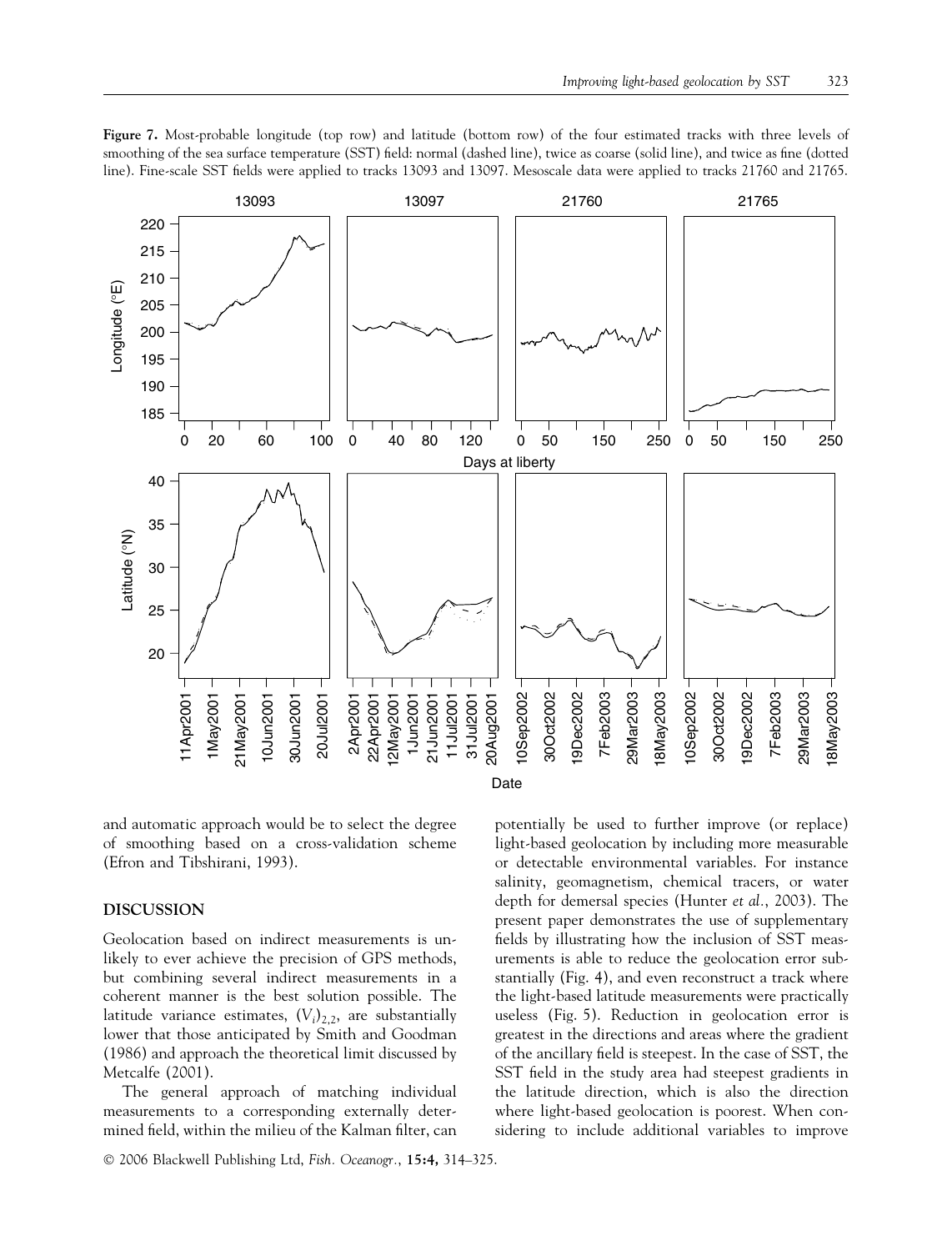**Figure 7.** Most-probable longitude (top row) and latitude (bottom row) of the four estimated tracks with three levels of smoothing of the sea surface temperature (SST) field: normal (dashed line), twice as coarse (solid line), and twice as fine (dotted line). Fine-scale SST fields were applied to tracks 13093 and 13097. Mesoscale data were applied to tracks 21760 and 21765.

and automatic approach would be to select the degree of smoothing based on a cross-validation scheme (Efron and Tibshirani, 1993).

## DISCUSSION

Geolocation based on indirect measurements is unlikely to ever achieve the precision of GPS methods, but combining several indirect measurements in a coherent manner is the best solution possible. The latitude variance estimates, $(V_i)_{2,2}$, are substantially lower that those anticipated by Smith and Goodman (1986) and approach the theoretical limit discussed by Metcalfe (2001).

The general approach of matching individual measurements to a corresponding externally determined field, within the milieu of the Kalman filter, can potentially be used to further improve (or replace) light-based geolocation by including more measurable or detectable environmental variables. For instance salinity, geomagnetism, chemical tracers, or water depth for demersal species (Hunter *et al.*, 2003). The present paper demonstrates the use of supplementary fields by illustrating how the inclusion of SST measurements is able to reduce the geolocation error substantially (Fig. 4), and even reconstruct a track where the light-based latitude measurements were practically useless (Fig. 5). Reduction in geolocation error is greatest in the directions and areas where the gradient of the ancillary field is steepest. In the case of SST, the SST field in the study area had steepest gradients in the latitude direction, which is also the direction where light-based geolocation is poorest. When considering to include additional variables to improve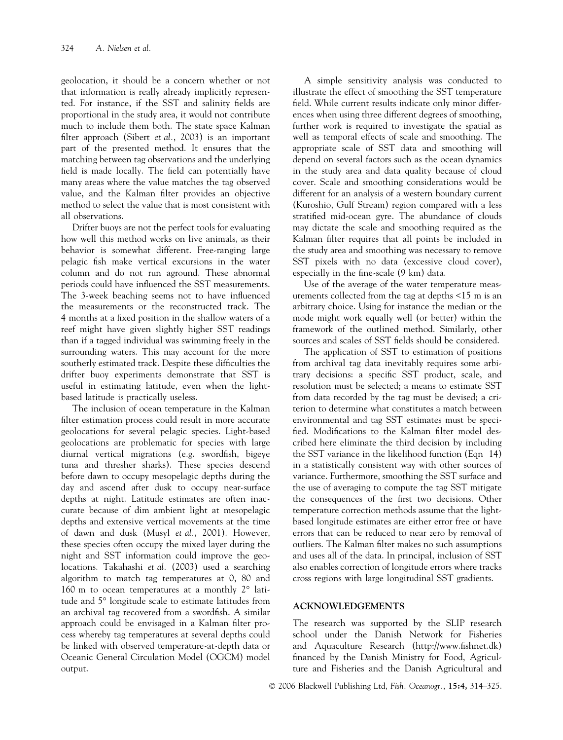geolocation, it should be a concern whether or not that information is really already implicitly represented. For instance, if the SST and salinity fields are proportional in the study area, it would not contribute much to include them both. The state space Kalman filter approach (Sibert *et al.*, 2003) is an important part of the presented method. It ensures that the matching between tag observations and the underlying field is made locally. The field can potentially have many areas where the value matches the tag observed value, and the Kalman filter provides an objective method to select the value that is most consistent with all observations.

Drifter buoys are not the perfect tools for evaluating how well this method works on live animals, as their behavior is somewhat different. Free-ranging large pelagic fish make vertical excursions in the water column and do not run aground. These abnormal periods could have influenced the SST measurements. The 3-week beaching seems not to have influenced the measurements or the reconstructed track. The 4 months at a fixed position in the shallow waters of a reef might have given slightly higher SST readings than if a tagged individual was swimming freely in the surrounding waters. This may account for the more southerly estimated track. Despite these difficulties the drifter buoy experiments demonstrate that SST is useful in estimating latitude, even when the light-based latitude is practically useless.

The inclusion of ocean temperature in the Kalman filter estimation process could result in more accurate geolocations for several pelagic species. Light-based geolocations are problematic for species with large diurnal vertical migrations (e.g. swordfish, bigeye tuna and thresher sharks). These species descend before dawn to occupy mesopelagic depths during the day and ascend after dusk to occupy near-surface depths at night. Latitude estimates are often inaccurate because of dim ambient light at mesopelagic depths and extensive vertical movements at the time of dawn and dusk (Musyl *et al.*, 2001). However, these species often occupy the mixed layer during the night and SST information could improve the geolocations. Takahashi *et al.* (2003) used a searching algorithm to match tag temperatures at 0, 80 and 160 m to ocean temperatures at a monthly 2° latitude and 5° longitude scale to estimate latitudes from an archival tag recovered from a swordfish. A similar approach could be envisaged in a Kalman filter process whereby tag temperatures at several depths could be linked with observed temperature-at-depth data or Oceanic General Circulation Model (OGCM) model output.

A simple sensitivity analysis was conducted to illustrate the effect of smoothing the SST temperature field. While current results indicate only minor differences when using three different degrees of smoothing, further work is required to investigate the spatial as well as temporal effects of scale and smoothing. The appropriate scale of SST data and smoothing will depend on several factors such as the ocean dynamics in the study area and data quality because of cloud cover. Scale and smoothing considerations would be different for an analysis of a western boundary current (Kuroshio, Gulf Stream) region compared with a less stratified mid-ocean gyre. The abundance of clouds may dictate the scale and smoothing required as the Kalman filter requires that all points be included in the study area and smoothing was necessary to remove SST pixels with no data (excessive cloud cover), especially in the fine-scale (9 km) data.

Use of the average of the water temperature measurements collected from the tag at depths <15 m is an arbitrary choice. Using for instance the median or the mode might work equally well (or better) within the framework of the outlined method. Similarly, other sources and scales of SST fields should be considered.

The application of SST to estimation of positions from archival tag data inevitably requires some arbitrary decisions: a specific SST product, scale, and resolution must be selected; a means to estimate SST from data recorded by the tag must be devised; a criterion to determine what constitutes a match between environmental and tag SST estimates must be specified. Modifications to the Kalman filter model described here eliminate the third decision by including the SST variance in the likelihood function (Eqn 14) in a statistically consistent way with other sources of variance. Furthermore, smoothing the SST surface and the use of averaging to compute the tag SST mitigate the consequences of the first two decisions. Other temperature correction methods assume that the light-based longitude estimates are either error free or have errors that can be reduced to near zero by removal of outliers. The Kalman filter makes no such assumptions and uses all of the data. In principal, inclusion of SST also enables correction of longitude errors where tracks cross regions with large longitudinal SST gradients.

## ACKNOWLEDGEMENTS

The research was supported by the SLIP research school under the Danish Network for Fisheries and Aquaculture Research (http://www.fishnet.dk) financed by the Danish Ministry for Food, Agriculture and Fisheries and the Danish Agricultural and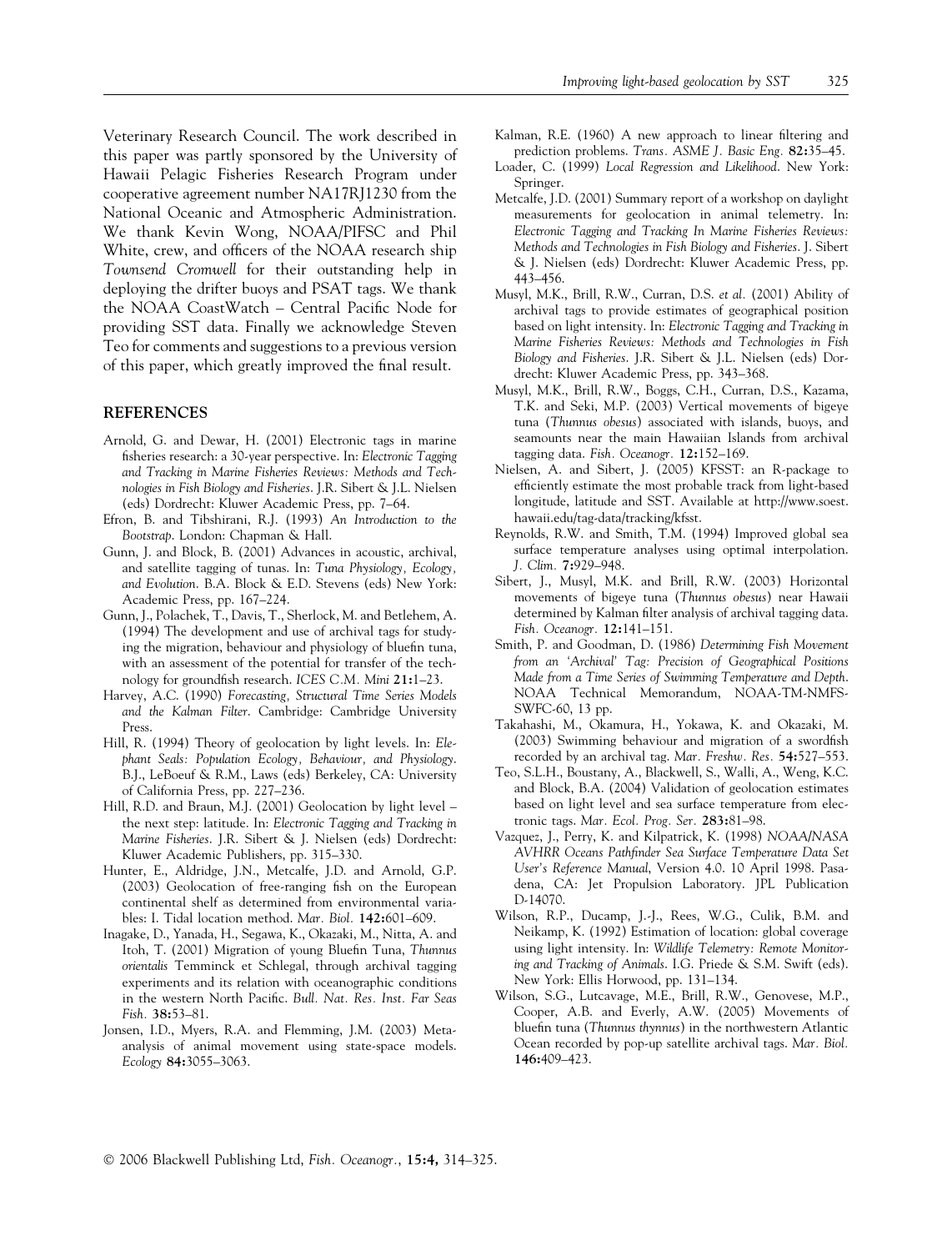Veterinary Research Council. The work described in this paper was partly sponsored by the University of Hawaii Pelagic Fisheries Research Program under cooperative agreement number NA17RJ1230 from the National Oceanic and Atmospheric Administration. We thank Kevin Wong, NOAA/PIFSC and Phil White, crew, and officers of the NOAA research ship *Townsend Cromwell* for their outstanding help in deploying the drifter buoys and PSAT tags. We thank the NOAA CoastWatch – Central Pacific Node for providing SST data. Finally we acknowledge Steven Teo for comments and suggestions to a previous version of this paper, which greatly improved the final result.

## REFERENCES

Arnold, G. and Dewar, H. (2001) Electronic tags in marine fisheries research: a 30-year perspective. In: *Electronic Tagging and Tracking in Marine Fisheries Reviews: Methods and Technologies in Fish Biology and Fisheries*. J.R. Sibert & J.L. Nielsen (eds) Dordrecht: Kluwer Academic Press, pp. 7–64.

Efron, B. and Tibshirani, R.J. (1993) *An Introduction to the Bootstrap*. London: Chapman & Hall.

Gunn, J. and Block, B. (2001) Advances in acoustic, archival, and satellite tagging of tunas. In: *Tuna Physiology, Ecology, and Evolution*. B.A. Block & E.D. Stevens (eds) New York: Academic Press, pp. 167–224.

Gunn, J., Polachek, T., Davis, T., Sherlock, M. and Betlehem, A. (1994) The development and use of archival tags for studying the migration, behaviour and physiology of bluefin tuna, with an assessment of the potential for transfer of the technology for groundfish research. *ICES C.M. Mini* **21:**1–23.

Harvey, A.C. (1990) *Forecasting, Structural Time Series Models and the Kalman Filter*. Cambridge: Cambridge University Press.

Hill, R. (1994) Theory of geolocation by light levels. In: *Elephant Seals: Population Ecology, Behaviour, and Physiology*. B.J., LeBoeuf & R.M., Laws (eds) Berkeley, CA: University of California Press, pp. 227–236.

Hill, R.D. and Braun, M.J. (2001) Geolocation by light level – the next step: latitude. In: *Electronic Tagging and Tracking in Marine Fisheries*. J.R. Sibert & J. Nielsen (eds) Dordrecht: Kluwer Academic Publishers, pp. 315–330.

Hunter, E., Aldridge, J.N., Metcalfe, J.D. and Arnold, G.P. (2003) Geolocation of free-ranging fish on the European continental shelf as determined from environmental variables: I. Tidal location method. *Mar. Biol.* **142:**601–609.

Inagake, D., Yanada, H., Segawa, K., Okazaki, M., Nitta, A. and Itoh, T. (2001) Migration of young Bluefin Tuna, *Thunnus orientalis* Temminck et Schlegal, through archival tagging experiments and its relation with oceanographic conditions in the western North Pacific. *Bull. Nat. Res. Inst. Far Seas Fish.* **38:**53–81.

Jonsen, I.D., Myers, R.A. and Flemming, J.M. (2003) Meta-analysis of animal movement using state-space models. *Ecology* **84:**3055–3063.

Kalman, R.E. (1960) A new approach to linear filtering and prediction problems. *Trans. ASME J. Basic Eng.* **82:**35–45.

Loader, C. (1999) *Local Regression and Likelihood*. New York: Springer.

Metcalfe, J.D. (2001) Summary report of a workshop on daylight measurements for geolocation in animal telemetry. In: *Electronic Tagging and Tracking In Marine Fisheries Reviews: Methods and Technologies in Fish Biology and Fisheries*. J. Sibert & J. Nielsen (eds) Dordrecht: Kluwer Academic Press, pp. 443–456.

Musyl, M.K., Brill, R.W., Curran, D.S. *et al.* (2001) Ability of archival tags to provide estimates of geographical position based on light intensity. In: *Electronic Tagging and Tracking in Marine Fisheries Reviews: Methods and Technologies in Fish Biology and Fisheries*. J.R. Sibert & J.L. Nielsen (eds) Dordrecht: Kluwer Academic Press, pp. 343–368.

Musyl, M.K., Brill, R.W., Boggs, C.H., Curran, D.S., Kazama, T.K. and Seki, M.P. (2003) Vertical movements of bigeye tuna (*Thunnus obesus*) associated with islands, buoys, and seamounts near the main Hawaiian Islands from archival tagging data. *Fish. Oceanogr.* **12:**152–169.

Nielsen, A. and Sibert, J. (2005) KFSST: an R-package to efficiently estimate the most probable track from light-based longitude, latitude and SST. Available at http://www.soest.hawaii.edu/tag-data/tracking/kfsst.

Reynolds, R.W. and Smith, T.M. (1994) Improved global sea surface temperature analyses using optimal interpolation. *J. Clim.* **7:**929–948.

Sibert, J., Musyl, M.K. and Brill, R.W. (2003) Horizontal movements of bigeye tuna (*Thunnus obesus*) near Hawaii determined by Kalman filter analysis of archival tagging data. *Fish. Oceanogr.* **12:**141–151.

Smith, P. and Goodman, D. (1986) *Determining Fish Movement from an 'Archival' Tag: Precision of Geographical Positions Made from a Time Series of Swimming Temperature and Depth*. NOAA Technical Memorandum, NOAA-TM-NMFS-SWFC-60, 13 pp.

Takahashi, M., Okamura, H., Yokawa, K. and Okazaki, M. (2003) Swimming behaviour and migration of a swordfish recorded by an archival tag. *Mar. Freshw. Res.* **54:**527–553.

Teo, S.L.H., Boustany, A., Blackwell, S., Walli, A., Weng, K.C. and Block, B.A. (2004) Validation of geolocation estimates based on light level and sea surface temperature from electronic tags. *Mar. Ecol. Prog. Ser.* **283:**81–98.

Vazquez, J., Perry, K. and Kilpatrick, K. (1998) *NOAA/NASA AVHRR Oceans Pathfinder Sea Surface Temperature Data Set User's Reference Manual*, Version 4.0. 10 April 1998. Pasadena, CA: Jet Propulsion Laboratory. JPL Publication D-14070.

Wilson, R.P., Ducamp, J.-J., Rees, W.G., Culik, B.M. and Neikamp, K. (1992) Estimation of location: global coverage using light intensity. In: *Wildlife Telemetry: Remote Monitoring and Tracking of Animals*. I.G. Priede & S.M. Swift (eds). New York: Ellis Horwood, pp. 131–134.

Wilson, S.G., Lutcavage, M.E., Brill, R.W., Genovese, M.P., Cooper, A.B. and Everly, A.W. (2005) Movements of bluefin tuna (*Thunnus thynnus*) in the northwestern Atlantic Ocean recorded by pop-up satellite archival tags. *Mar. Biol.* **146:**409–423.